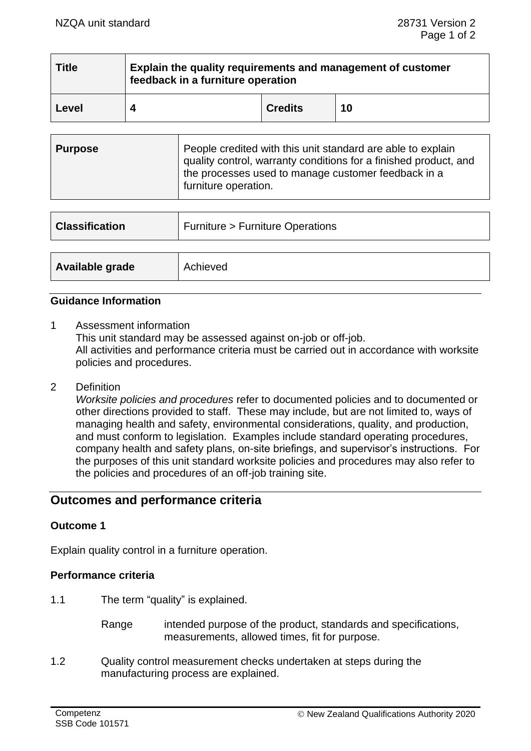| Title | Explain the quality requirements and management of customer feedback in a furniture operation | | |
|---|---|---|---|
| Level | 4 | Credits | 10 |

| Purpose | People credited with this unit standard are able to explain quality control, warranty conditions for a finished product, and the processes used to manage customer feedback in a furniture operation. |
|---|---|

| Classification | Furniture > Furniture Operations |
|---|---|

| Available grade | Achieved |
|---|---|

### Guidance Information

1 Assessment information
This unit standard may be assessed against on-job or off-job.
All activities and performance criteria must be carried out in accordance with worksite policies and procedures.

2 Definition
*Worksite policies and procedures* refer to documented policies and to documented or other directions provided to staff. These may include, but are not limited to, ways of managing health and safety, environmental considerations, quality, and production, and must conform to legislation. Examples include standard operating procedures, company health and safety plans, on-site briefings, and supervisor's instructions. For the purposes of this unit standard worksite policies and procedures may also refer to the policies and procedures of an off-job training site.

## Outcomes and performance criteria

### Outcome 1

Explain quality control in a furniture operation.

### Performance criteria

1.1 The term "quality" is explained.

Range intended purpose of the product, standards and specifications, measurements, allowed times, fit for purpose.

1.2 Quality control measurement checks undertaken at steps during the manufacturing process are explained.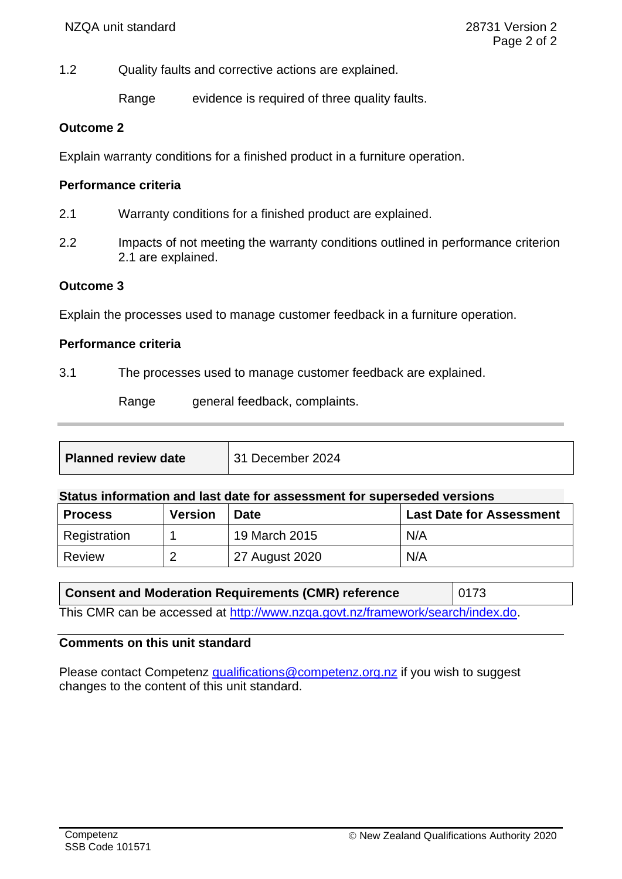1.2 Quality faults and corrective actions are explained.

Range evidence is required of three quality faults.

**Outcome 2**

Explain warranty conditions for a finished product in a furniture operation.

**Performance criteria**

2.1 Warranty conditions for a finished product are explained.

2.2 Impacts of not meeting the warranty conditions outlined in performance criterion 2.1 are explained.

**Outcome 3**

Explain the processes used to manage customer feedback in a furniture operation.

**Performance criteria**

3.1 The processes used to manage customer feedback are explained.

Range general feedback, complaints.

| | |
|---|---|
| **Planned review date** | 31 December 2024 |

**Status information and last date for assessment for superseded versions**

| Process | Version | Date | Last Date for Assessment |
|---|---|---|---|
| Registration | 1 | 19 March 2015 | N/A |
| Review | 2 | 27 August 2020 | N/A |

| | |
|---|---|
| **Consent and Moderation Requirements (CMR) reference** | 0173 |

This CMR can be accessed at http://www.nzqa.govt.nz/framework/search/index.do.

**Comments on this unit standard**

Please contact Competenz qualifications@competenz.org.nz if you wish to suggest changes to the content of this unit standard.